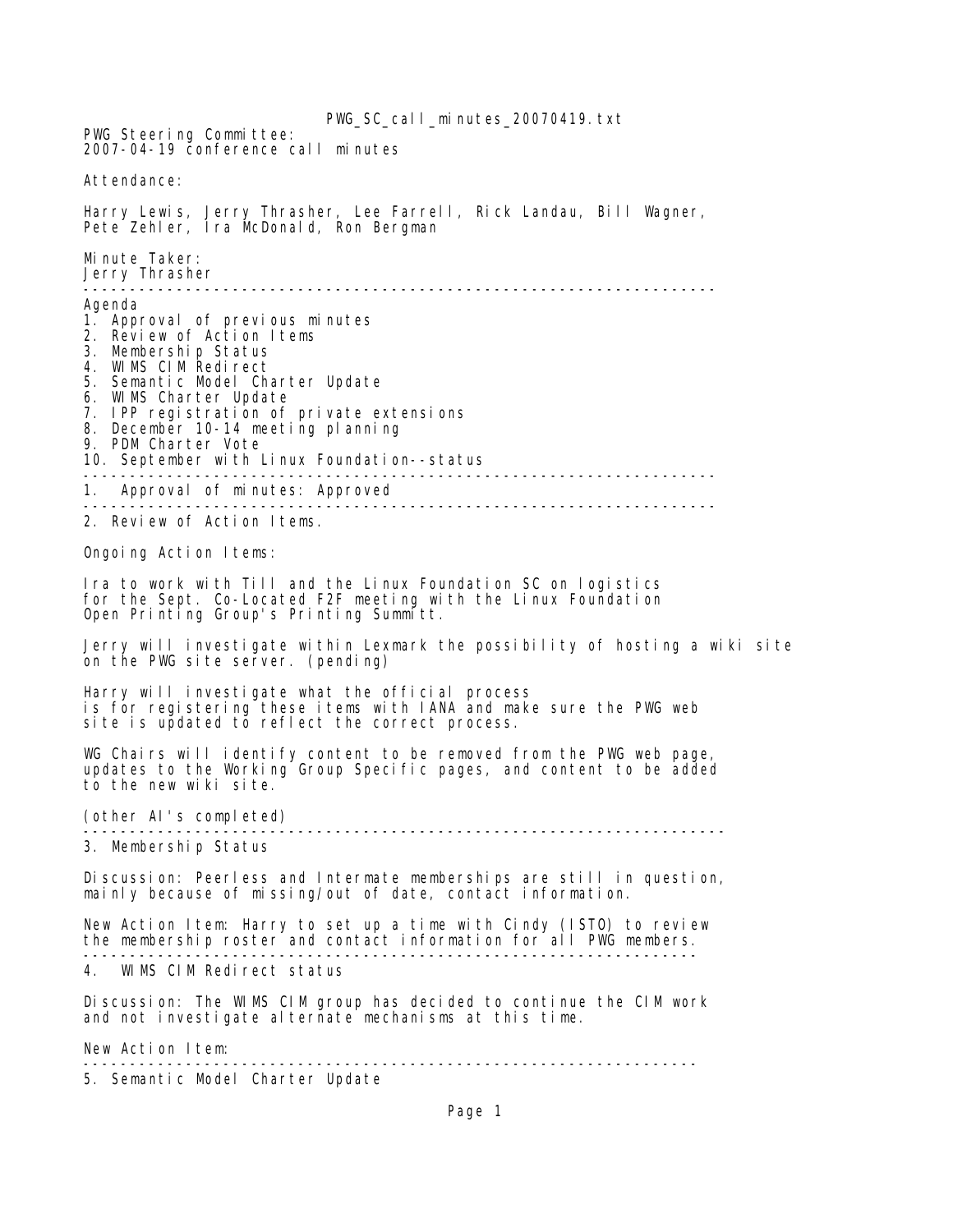PWG_SC_call_minutes_20070419.txt

PWG Steering Committee:
2007-04-19 conference call minutes

Attendance:

Harry Lewis, Jerry Thrasher, Lee Farrell, Rick Landau, Bill Wagner,
Pete Zehler, Ira McDonald, Ron Bergman

Minute Taker:
Jerry Thrasher

---

Agenda
1. Approval of previous minutes
2. Review of Action Items
3. Membership Status
4. WIMS CIM Redirect
5. Semantic Model Charter Update
6. WIMS Charter Update
7. IPP registration of private extensions
8. December 10-14 meeting planning
9. PDM Charter Vote
10. September with Linux Foundation--status

---

1. Approval of minutes: Approved

---

2. Review of Action Items.

Ongoing Action Items:

Ira to work with Till and the Linux Foundation SC on logistics
for the Sept. Co-Located F2F meeting with the Linux Foundation
Open Printing Group's Printing Summitt.

Jerry will investigate within Lexmark the possibility of hosting a wiki site
on the PWG site server. (pending)

Harry will investigate what the official process
is for registering these items with IANA and make sure the PWG web
site is updated to reflect the correct process.

WG Chairs will identify content to be removed from the PWG web page,
updates to the Working Group Specific pages, and content to be added
to the new wiki site.

(other AI's completed)

---

3. Membership Status

Discussion: Peerless and Intermate memberships are still in question,
mainly because of missing/out of date, contact information.

New Action Item: Harry to set up a time with Cindy (ISTO) to review
the membership roster and contact information for all PWG members.

---

4. WIMS CIM Redirect status

Discussion: The WIMS CIM group has decided to continue the CIM work
and not investigate alternate mechanisms at this time.

New Action Item:

---

5. Semantic Model Charter Update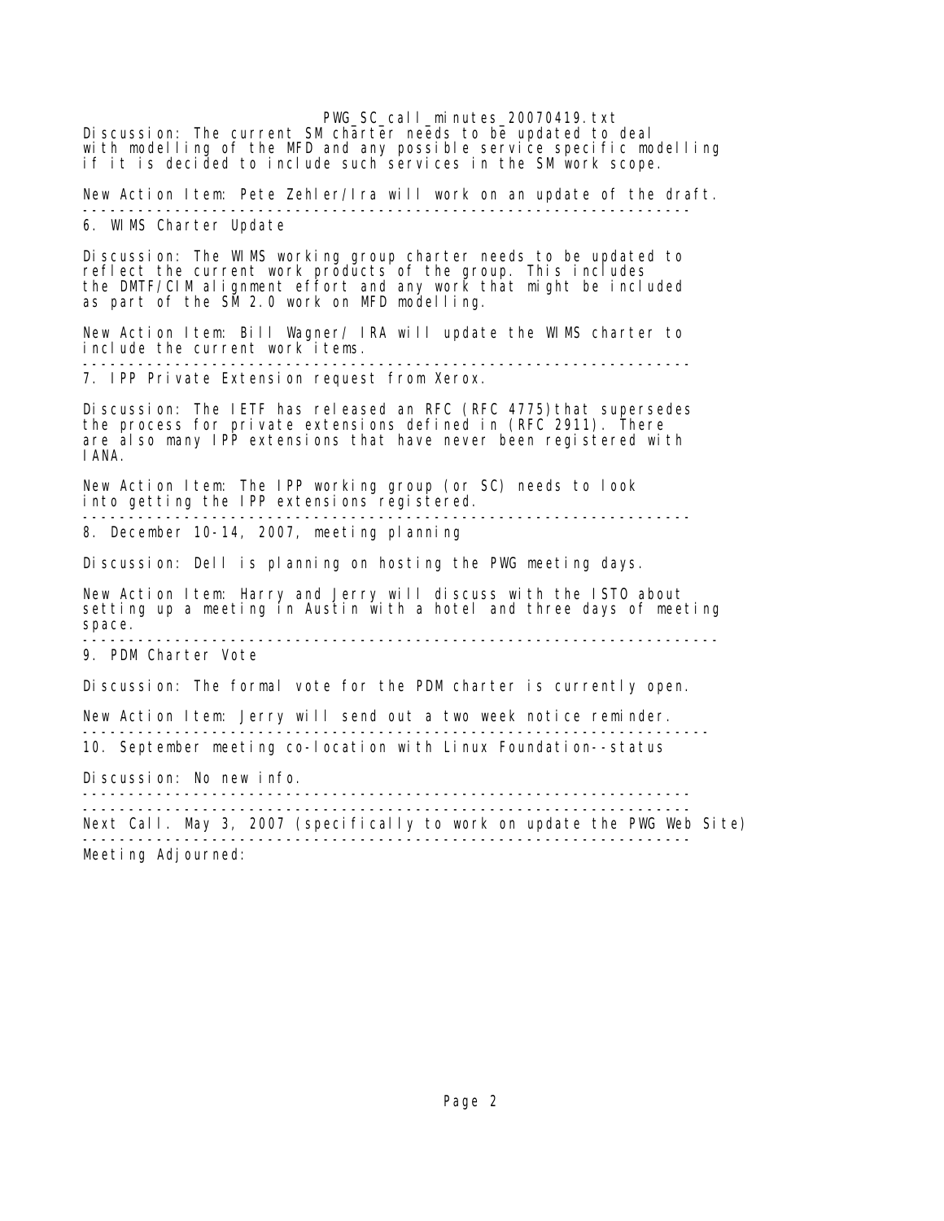Discussion: The current SM charter needs to be updated to deal with modelling of the MFD and any possible service specific modelling if it is decided to include such services in the SM work scope.

New Action Item: Pete Zehler/Ira will work on an update of the draft.

---

6. WIMS Charter Update

Discussion: The WIMS working group charter needs to be updated to reflect the current work products of the group. This includes the DMTF/CIM alignment effort and any work that might be included as part of the SM 2.0 work on MFD modelling.

New Action Item: Bill Wagner/ IRA will update the WIMS charter to include the current work items.

---

7. IPP Private Extension request from Xerox.

Discussion: The IETF has released an RFC (RFC 4775)that supersedes the process for private extensions defined in (RFC 2911). There are also many IPP extensions that have never been registered with IANA.

New Action Item: The IPP working group (or SC) needs to look into getting the IPP extensions registered.

---

8. December 10-14, 2007, meeting planning

Discussion: Dell is planning on hosting the PWG meeting days.

New Action Item: Harry and Jerry will discuss with the ISTO about setting up a meeting in Austin with a hotel and three days of meeting space.

---

9. PDM Charter Vote

Discussion: The formal vote for the PDM charter is currently open.

New Action Item: Jerry will send out a two week notice reminder.

---

10. September meeting co-location with Linux Foundation--status

Discussion: No new info.

---

---

Next Call. May 3, 2007 (specifically to work on update the PWG Web Site)

---

Meeting Adjourned: